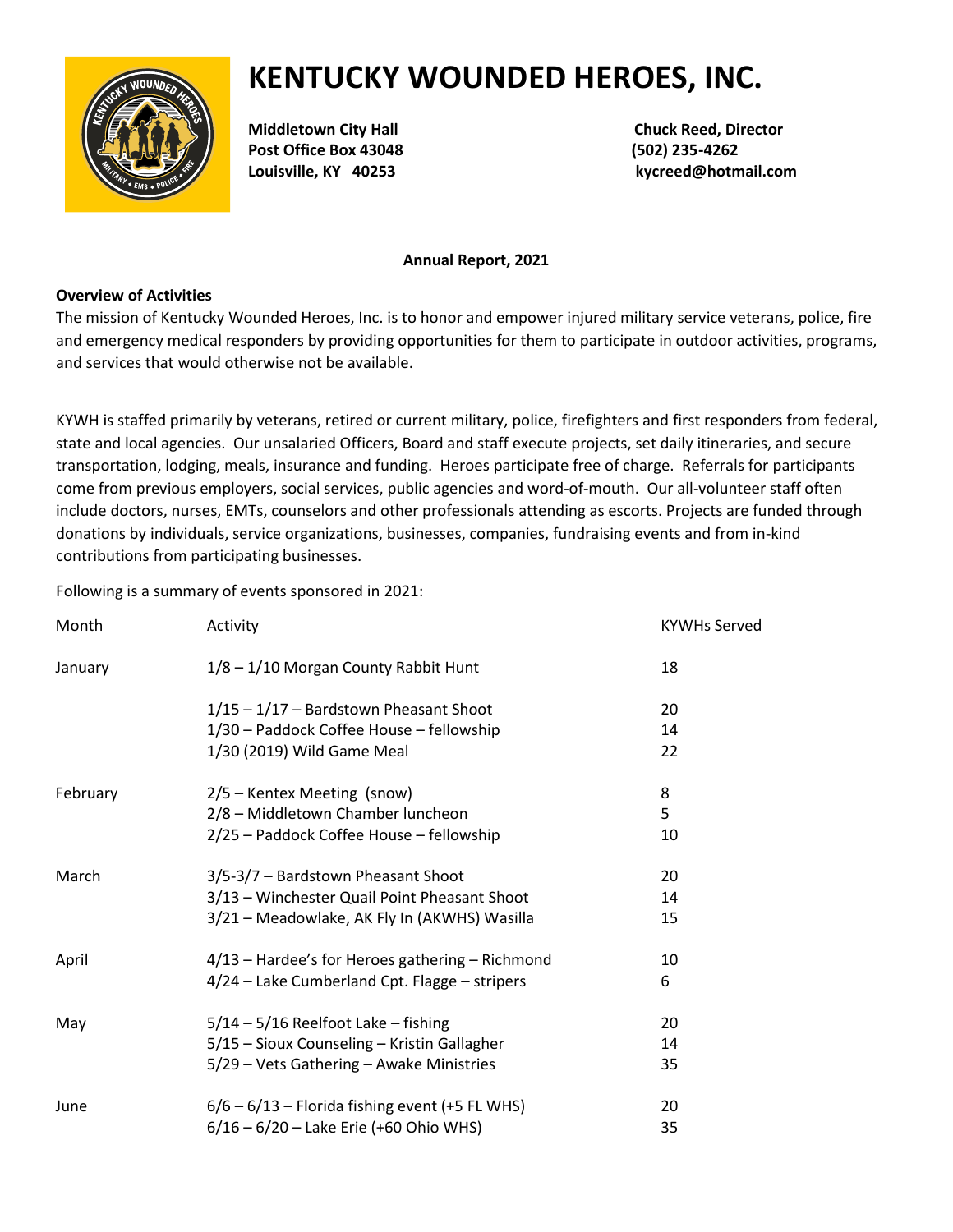# KENTUCKY WOUNDED HEROES, INC.

**Middletown City Hall**
**Post Office Box 43048**
**Louisville, KY 40253**

**Chuck Reed, Director**
**(502) 235-4262**
**kycreed@hotmail.com**

**Annual Report, 2021**

**Overview of Activities**

The mission of Kentucky Wounded Heroes, Inc. is to honor and empower injured military service veterans, police, fire and emergency medical responders by providing opportunities for them to participate in outdoor activities, programs, and services that would otherwise not be available.

KYWH is staffed primarily by veterans, retired or current military, police, firefighters and first responders from federal, state and local agencies. Our unsalaried Officers, Board and staff execute projects, set daily itineraries, and secure transportation, lodging, meals, insurance and funding. Heroes participate free of charge. Referrals for participants come from previous employers, social services, public agencies and word-of-mouth. Our all-volunteer staff often include doctors, nurses, EMTs, counselors and other professionals attending as escorts. Projects are funded through donations by individuals, service organizations, businesses, companies, fundraising events and from in-kind contributions from participating businesses.

Following is a summary of events sponsored in 2021:

| Month | Activity | KYWHs Served |
|---|---|---|
| January | 1/8 – 1/10 Morgan County Rabbit Hunt | 18 |
| | 1/15 – 1/17 – Bardstown Pheasant Shoot | 20 |
| | 1/30 – Paddock Coffee House – fellowship | 14 |
| | 1/30 (2019) Wild Game Meal | 22 |
| February | 2/5 – Kentex Meeting (snow) | 8 |
| | 2/8 – Middletown Chamber luncheon | 5 |
| | 2/25 – Paddock Coffee House – fellowship | 10 |
| March | 3/5-3/7 – Bardstown Pheasant Shoot | 20 |
| | 3/13 – Winchester Quail Point Pheasant Shoot | 14 |
| | 3/21 – Meadowlake, AK Fly In (AKWHS) Wasilla | 15 |
| April | 4/13 – Hardee's for Heroes gathering – Richmond | 10 |
| | 4/24 – Lake Cumberland Cpt. Flagge – stripers | 6 |
| May | 5/14 – 5/16 Reelfoot Lake – fishing | 20 |
| | 5/15 – Sioux Counseling – Kristin Gallagher | 14 |
| | 5/29 – Vets Gathering – Awake Ministries | 35 |
| June | 6/6 – 6/13 – Florida fishing event (+5 FL WHS) | 20 |
| | 6/16 – 6/20 – Lake Erie (+60 Ohio WHS) | 35 |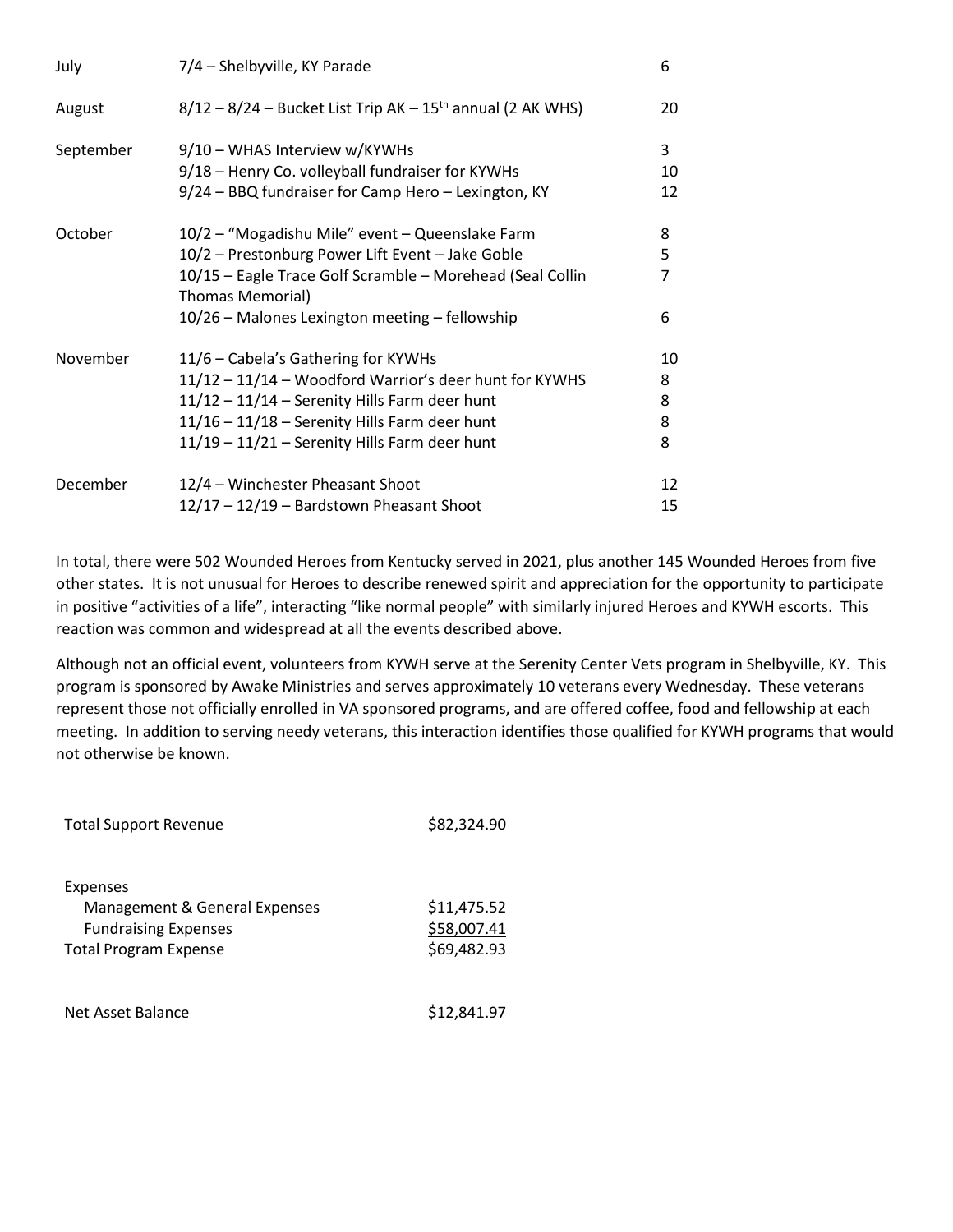| | | |
|---|---|---|
| July | 7/4 – Shelbyville, KY Parade | 6 |
| August | 8/12 – 8/24 – Bucket List Trip AK – 15th annual (2 AK WHS) | 20 |
| September | 9/10 – WHAS Interview w/KYWHs | 3 |
| | 9/18 – Henry Co. volleyball fundraiser for KYWHs | 10 |
| | 9/24 – BBQ fundraiser for Camp Hero – Lexington, KY | 12 |
| October | 10/2 – “Mogadishu Mile” event – Queenslake Farm | 8 |
| | 10/2 – Prestonburg Power Lift Event – Jake Goble | 5 |
| | 10/15 – Eagle Trace Golf Scramble – Morehead (Seal Collin Thomas Memorial) | 7 |
| | 10/26 – Malones Lexington meeting – fellowship | 6 |
| November | 11/6 – Cabela’s Gathering for KYWHs | 10 |
| | 11/12 – 11/14 – Woodford Warrior’s deer hunt for KYWHS | 8 |
| | 11/12 – 11/14 – Serenity Hills Farm deer hunt | 8 |
| | 11/16 – 11/18 – Serenity Hills Farm deer hunt | 8 |
| | 11/19 – 11/21 – Serenity Hills Farm deer hunt | 8 |
| December | 12/4 – Winchester Pheasant Shoot | 12 |
| | 12/17 – 12/19 – Bardstown Pheasant Shoot | 15 |

In total, there were 502 Wounded Heroes from Kentucky served in 2021, plus another 145 Wounded Heroes from five other states. It is not unusual for Heroes to describe renewed spirit and appreciation for the opportunity to participate in positive “activities of a life”, interacting “like normal people” with similarly injured Heroes and KYWH escorts. This reaction was common and widespread at all the events described above.

Although not an official event, volunteers from KYWH serve at the Serenity Center Vets program in Shelbyville, KY. This program is sponsored by Awake Ministries and serves approximately 10 veterans every Wednesday. These veterans represent those not officially enrolled in VA sponsored programs, and are offered coffee, food and fellowship at each meeting. In addition to serving needy veterans, this interaction identifies those qualified for KYWH programs that would not otherwise be known.

| | |
|---|---|
| Total Support Revenue | $82,324.90 |
| Expenses | |
| Management & General Expenses | $11,475.52 |
| Fundraising Expenses | $58,007.41 |
| Total Program Expense | $69,482.93 |
| Net Asset Balance | $12,841.97 |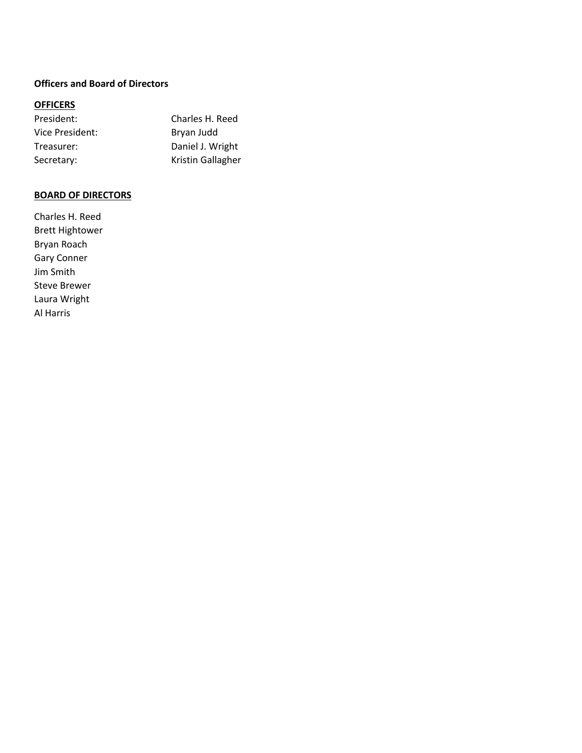**Officers and Board of Directors**

**<u>OFFICERS</u>**

| | |
|---|---|
| President: | Charles H. Reed |
| Vice President: | Bryan Judd |
| Treasurer: | Daniel J. Wright |
| Secretary: | Kristin Gallagher |

**<u>BOARD OF DIRECTORS</u>**

Charles H. Reed
Brett Hightower
Bryan Roach
Gary Conner
Jim Smith
Steve Brewer
Laura Wright
Al Harris